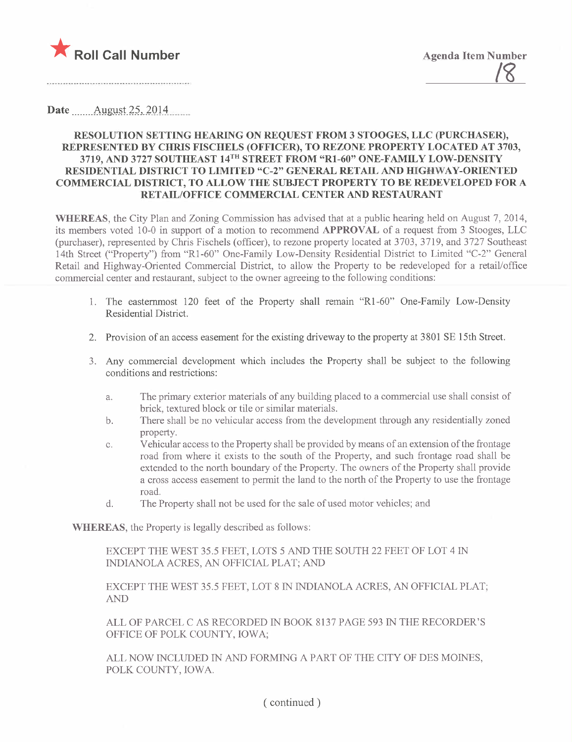★ **Roll Call Number**

**Agenda Item Number**

18

**Date** August 25, 2014

**RESOLUTION SETTING HEARING ON REQUEST FROM 3 STOOGES, LLC (PURCHASER), REPRESENTED BY CHRIS FISCHELS (OFFICER), TO REZONE PROPERTY LOCATED AT 3703, 3719, AND 3727 SOUTHEAST 14TH STREET FROM "R1-60" ONE-FAMILY LOW-DENSITY RESIDENTIAL DISTRICT TO LIMITED "C-2" GENERAL RETAIL AND HIGHWAY-ORIENTED COMMERCIAL DISTRICT, TO ALLOW THE SUBJECT PROPERTY TO BE REDEVELOPED FOR A RETAIL/OFFICE COMMERCIAL CENTER AND RESTAURANT**

**WHEREAS**, the City Plan and Zoning Commission has advised that at a public hearing held on August 7, 2014, its members voted 10-0 in support of a motion to recommend **APPROVAL** of a request from 3 Stooges, LLC (purchaser), represented by Chris Fischels (officer), to rezone property located at 3703, 3719, and 3727 Southeast 14th Street ("Property") from "R1-60" One-Family Low-Density Residential District to Limited "C-2" General Retail and Highway-Oriented Commercial District, to allow the Property to be redeveloped for a retail/office commercial center and restaurant, subject to the owner agreeing to the following conditions:

1. The easternmost 120 feet of the Property shall remain "R1-60" One-Family Low-Density Residential District.

2. Provision of an access easement for the existing driveway to the property at 3801 SE 15th Street.

3. Any commercial development which includes the Property shall be subject to the following conditions and restrictions:

   a. The primary exterior materials of any building placed to a commercial use shall consist of brick, textured block or tile or similar materials.

   b. There shall be no vehicular access from the development through any residentially zoned property.

   c. Vehicular access to the Property shall be provided by means of an extension of the frontage road from where it exists to the south of the Property, and such frontage road shall be extended to the north boundary of the Property. The owners of the Property shall provide a cross access easement to permit the land to the north of the Property to use the frontage road.

   d. The Property shall not be used for the sale of used motor vehicles; and

**WHEREAS**, the Property is legally described as follows:

EXCEPT THE WEST 35.5 FEET, LOTS 5 AND THE SOUTH 22 FEET OF LOT 4 IN INDIANOLA ACRES, AN OFFICIAL PLAT; AND

EXCEPT THE WEST 35.5 FEET, LOT 8 IN INDIANOLA ACRES, AN OFFICIAL PLAT; AND

ALL OF PARCEL C AS RECORDED IN BOOK 8137 PAGE 593 IN THE RECORDER'S OFFICE OF POLK COUNTY, IOWA;

ALL NOW INCLUDED IN AND FORMING A PART OF THE CITY OF DES MOINES, POLK COUNTY, IOWA.

( continued )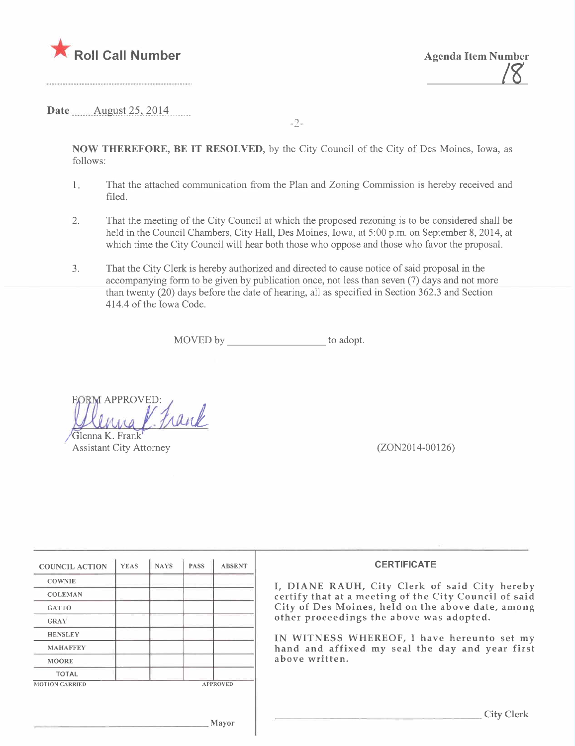★ **Roll Call Number**

**Agenda Item Number**
18

**Date** August 25, 2014

**NOW THEREFORE, BE IT RESOLVED**, by the City Council of the City of Des Moines, Iowa, as follows:

1. That the attached communication from the Plan and Zoning Commission is hereby received and filed.

2. That the meeting of the City Council at which the proposed rezoning is to be considered shall be held in the Council Chambers, City Hall, Des Moines, Iowa, at 5:00 p.m. on September 8, 2014, at which time the City Council will hear both those who oppose and those who favor the proposal.

3. That the City Clerk is hereby authorized and directed to cause notice of said proposal in the accompanying form to be given by publication once, not less than seven (7) days and not more than twenty (20) days before the date of hearing, all as specified in Section 362.3 and Section 414.4 of the Iowa Code.

MOVED by \_\_\_\_\_\_\_\_\_\_\_\_\_\_\_\_\_\_ to adopt.

FORM APPROVED:
Glenna K. Frank
Glenna K. Frank
Assistant City Attorney

(ZON2014-00126)

| COUNCIL ACTION | YEAS | NAYS | PASS | ABSENT |
|---|---|---|---|---|
| COWNIE | | | | |
| COLEMAN | | | | |
| GATTO | | | | |
| GRAY | | | | |
| HENSLEY | | | | |
| MAHAFFEY | | | | |
| MOORE | | | | |
| TOTAL | | | | |

MOTION CARRIED APPROVED

\_\_\_\_\_\_\_\_\_\_\_\_\_\_\_\_\_\_\_\_\_\_\_\_ Mayor

**CERTIFICATE**

I, DIANE RAUH, City Clerk of said City hereby certify that at a meeting of the City Council of said City of Des Moines, held on the above date, among other proceedings the above was adopted.

IN WITNESS WHEREOF, I have hereunto set my hand and affixed my seal the day and year first above written.

\_\_\_\_\_\_\_\_\_\_\_\_\_\_\_\_\_\_\_\_\_\_\_\_ City Clerk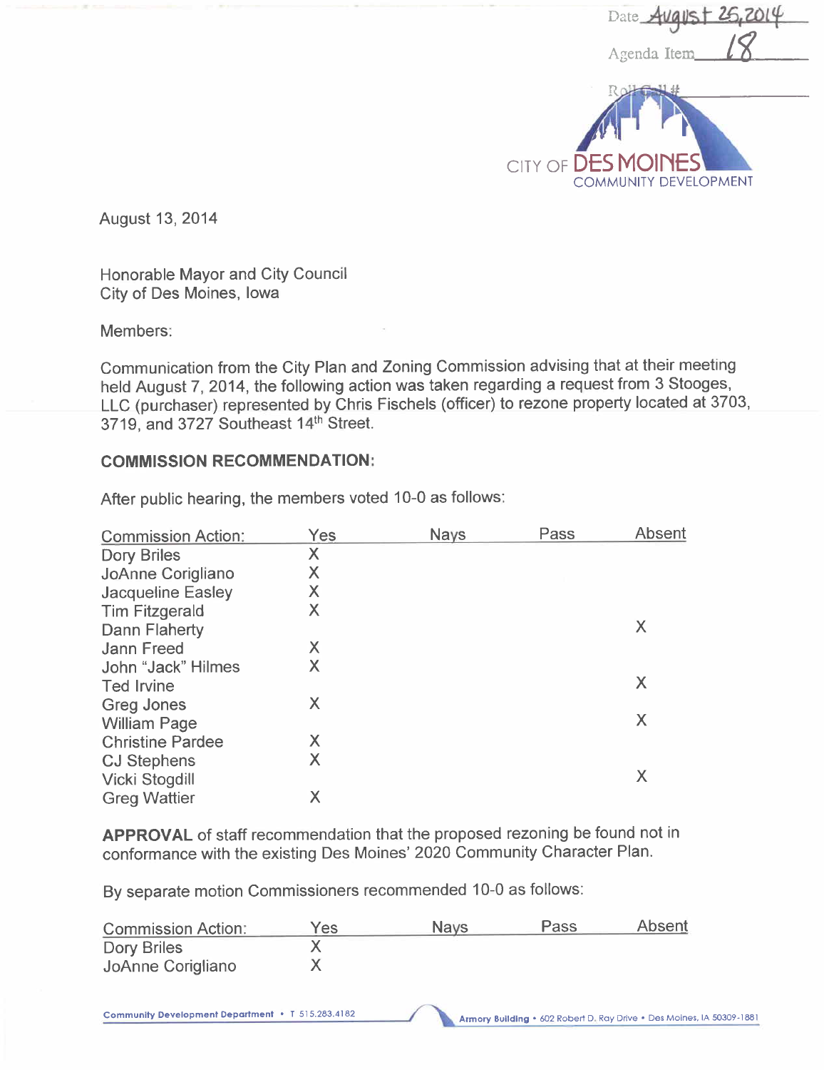Date August 25, 2014

Agenda Item 18

Roll Call #

CITY OF DES MOINES
COMMUNITY DEVELOPMENT

August 13, 2014

Honorable Mayor and City Council
City of Des Moines, Iowa

Members:

Communication from the City Plan and Zoning Commission advising that at their meeting held August 7, 2014, the following action was taken regarding a request from 3 Stooges, LLC (purchaser) represented by Chris Fischels (officer) to rezone property located at 3703, 3719, and 3727 Southeast 14th Street.

**COMMISSION RECOMMENDATION:**

After public hearing, the members voted 10-0 as follows:

| Commission Action: | Yes | Nays | Pass | Absent |
|---|---|---|---|---|
| Dory Briles | X | | | |
| JoAnne Corigliano | X | | | |
| Jacqueline Easley | X | | | |
| Tim Fitzgerald | X | | | |
| Dann Flaherty | | | | X |
| Jann Freed | X | | | |
| John "Jack" Hilmes | X | | | |
| Ted Irvine | | | | X |
| Greg Jones | X | | | |
| William Page | | | | X |
| Christine Pardee | X | | | |
| CJ Stephens | X | | | |
| Vicki Stogdill | | | | X |
| Greg Wattier | X | | | |

**APPROVAL** of staff recommendation that the proposed rezoning be found not in conformance with the existing Des Moines' 2020 Community Character Plan.

By separate motion Commissioners recommended 10-0 as follows:

| Commission Action: | Yes | Nays | Pass | Absent |
|---|---|---|---|---|
| Dory Briles | X | | | |
| JoAnne Corigliano | X | | | |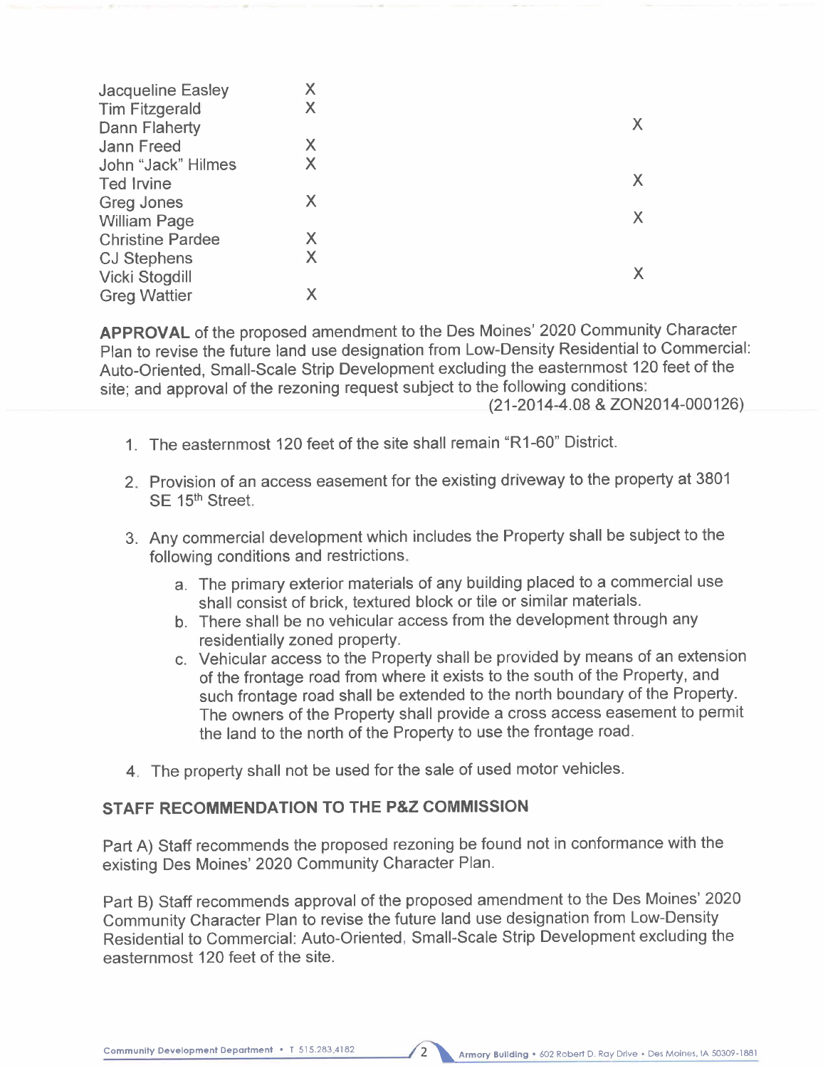| | | |
|---|---|---|
| Jacqueline Easley | X | |
| Tim Fitzgerald | X | |
| Dann Flaherty | | X |
| Jann Freed | X | |
| John "Jack" Hilmes | X | |
| Ted Irvine | | X |
| Greg Jones | X | |
| William Page | | X |
| Christine Pardee | X | |
| CJ Stephens | X | |
| Vicki Stogdill | | X |
| Greg Wattier | X | |

**APPROVAL** of the proposed amendment to the Des Moines' 2020 Community Character Plan to revise the future land use designation from Low-Density Residential to Commercial: Auto-Oriented, Small-Scale Strip Development excluding the easternmost 120 feet of the site; and approval of the rezoning request subject to the following conditions:

(21-2014-4.08 & ZON2014-000126)

1. The easternmost 120 feet of the site shall remain "R1-60" District.
2. Provision of an access easement for the existing driveway to the property at 3801 SE 15th Street.
3. Any commercial development which includes the Property shall be subject to the following conditions and restrictions.
   a. The primary exterior materials of any building placed to a commercial use shall consist of brick, textured block or tile or similar materials.
   b. There shall be no vehicular access from the development through any residentially zoned property.
   c. Vehicular access to the Property shall be provided by means of an extension of the frontage road from where it exists to the south of the Property, and such frontage road shall be extended to the north boundary of the Property. The owners of the Property shall provide a cross access easement to permit the land to the north of the Property to use the frontage road.
4. The property shall not be used for the sale of used motor vehicles.

## STAFF RECOMMENDATION TO THE P&Z COMMISSION

Part A) Staff recommends the proposed rezoning be found not in conformance with the existing Des Moines' 2020 Community Character Plan.

Part B) Staff recommends approval of the proposed amendment to the Des Moines' 2020 Community Character Plan to revise the future land use designation from Low-Density Residential to Commercial: Auto-Oriented, Small-Scale Strip Development excluding the easternmost 120 feet of the site.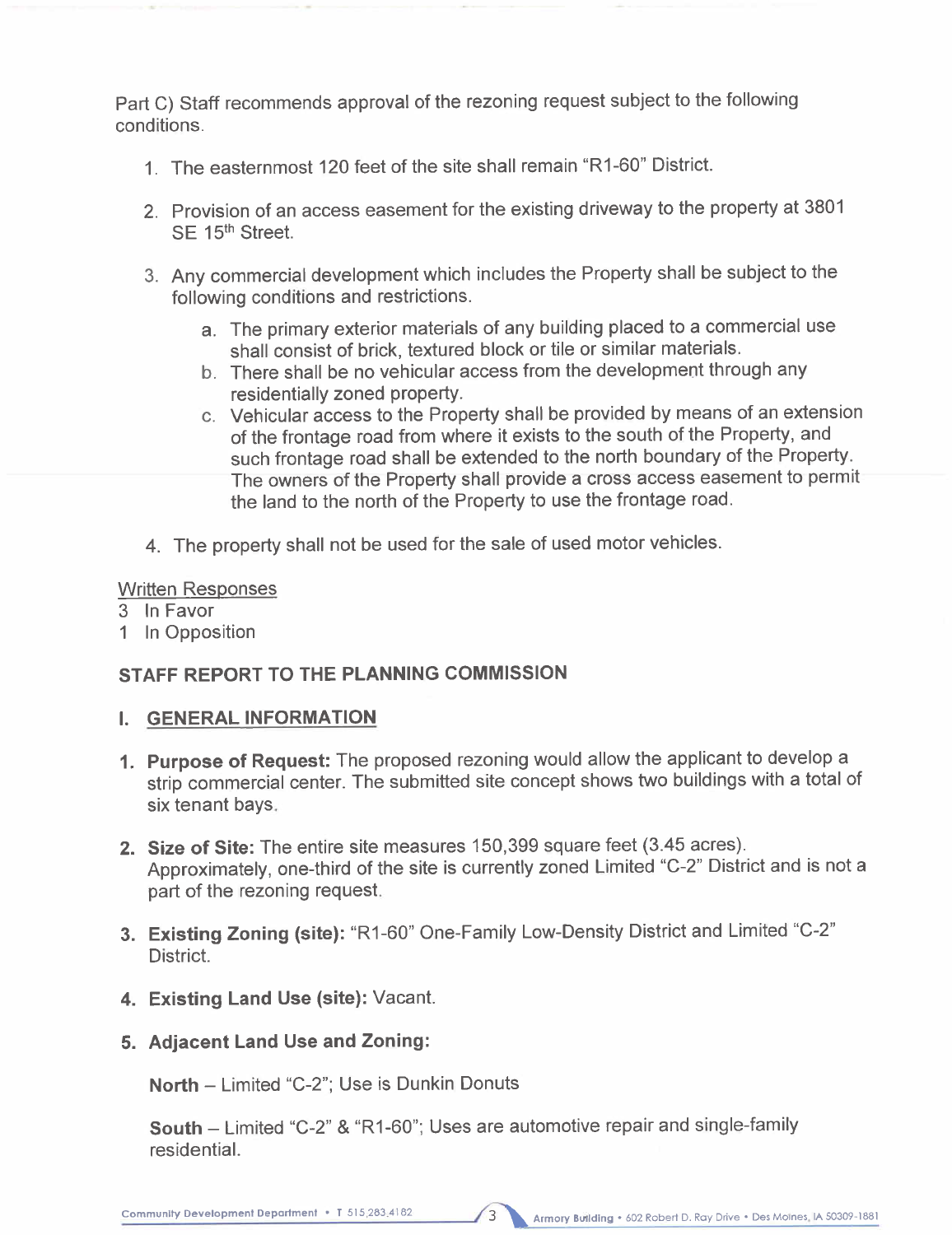Part C) Staff recommends approval of the rezoning request subject to the following conditions.

1. The easternmost 120 feet of the site shall remain "R1-60" District.

2. Provision of an access easement for the existing driveway to the property at 3801 SE 15th Street.

3. Any commercial development which includes the Property shall be subject to the following conditions and restrictions.

   a. The primary exterior materials of any building placed to a commercial use shall consist of brick, textured block or tile or similar materials.
   b. There shall be no vehicular access from the development through any residentially zoned property.
   c. Vehicular access to the Property shall be provided by means of an extension of the frontage road from where it exists to the south of the Property, and such frontage road shall be extended to the north boundary of the Property. The owners of the Property shall provide a cross access easement to permit the land to the north of the Property to use the frontage road.

4. The property shall not be used for the sale of used motor vehicles.

Written Responses
3 In Favor
1 In Opposition

## STAFF REPORT TO THE PLANNING COMMISSION

### I. GENERAL INFORMATION

1. **Purpose of Request:** The proposed rezoning would allow the applicant to develop a strip commercial center. The submitted site concept shows two buildings with a total of six tenant bays.

2. **Size of Site:** The entire site measures 150,399 square feet (3.45 acres). Approximately, one-third of the site is currently zoned Limited "C-2" District and is not a part of the rezoning request.

3. **Existing Zoning (site):** "R1-60" One-Family Low-Density District and Limited "C-2" District.

4. **Existing Land Use (site):** Vacant.

5. **Adjacent Land Use and Zoning:**

   **North** – Limited "C-2"; Use is Dunkin Donuts

   **South** – Limited "C-2" & "R1-60"; Uses are automotive repair and single-family residential.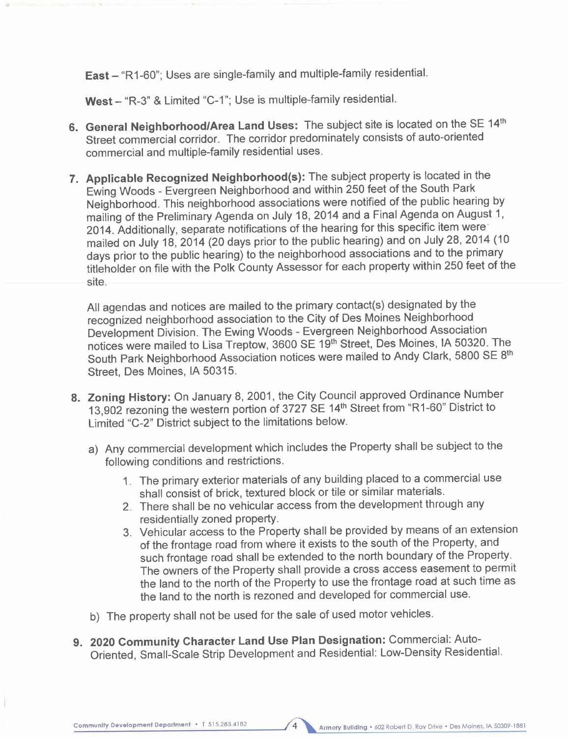**East** – "R1-60"; Uses are single-family and multiple-family residential.

**West** – "R-3" & Limited "C-1"; Use is multiple-family residential.

6. **General Neighborhood/Area Land Uses:** The subject site is located on the SE 14th Street commercial corridor. The corridor predominately consists of auto-oriented commercial and multiple-family residential uses.

7. **Applicable Recognized Neighborhood(s):** The subject property is located in the Ewing Woods - Evergreen Neighborhood and within 250 feet of the South Park Neighborhood. This neighborhood associations were notified of the public hearing by mailing of the Preliminary Agenda on July 18, 2014 and a Final Agenda on August 1, 2014. Additionally, separate notifications of the hearing for this specific item were mailed on July 18, 2014 (20 days prior to the public hearing) and on July 28, 2014 (10 days prior to the public hearing) to the neighborhood associations and to the primary titleholder on file with the Polk County Assessor for each property within 250 feet of the site.

   All agendas and notices are mailed to the primary contact(s) designated by the recognized neighborhood association to the City of Des Moines Neighborhood Development Division. The Ewing Woods - Evergreen Neighborhood Association notices were mailed to Lisa Treptow, 3600 SE 19th Street, Des Moines, IA 50320. The South Park Neighborhood Association notices were mailed to Andy Clark, 5800 SE 8th Street, Des Moines, IA 50315.

8. **Zoning History:** On January 8, 2001, the City Council approved Ordinance Number 13,902 rezoning the western portion of 3727 SE 14th Street from "R1-60" District to Limited "C-2" District subject to the limitations below.

   a) Any commercial development which includes the Property shall be subject to the following conditions and restrictions.

      1. The primary exterior materials of any building placed to a commercial use shall consist of brick, textured block or tile or similar materials.
      2. There shall be no vehicular access from the development through any residentially zoned property.
      3. Vehicular access to the Property shall be provided by means of an extension of the frontage road from where it exists to the south of the Property, and such frontage road shall be extended to the north boundary of the Property. The owners of the Property shall provide a cross access easement to permit the land to the north of the Property to use the frontage road at such time as the land to the north is rezoned and developed for commercial use.

   b) The property shall not be used for the sale of used motor vehicles.

9. **2020 Community Character Land Use Plan Designation:** Commercial: Auto-Oriented, Small-Scale Strip Development and Residential: Low-Density Residential.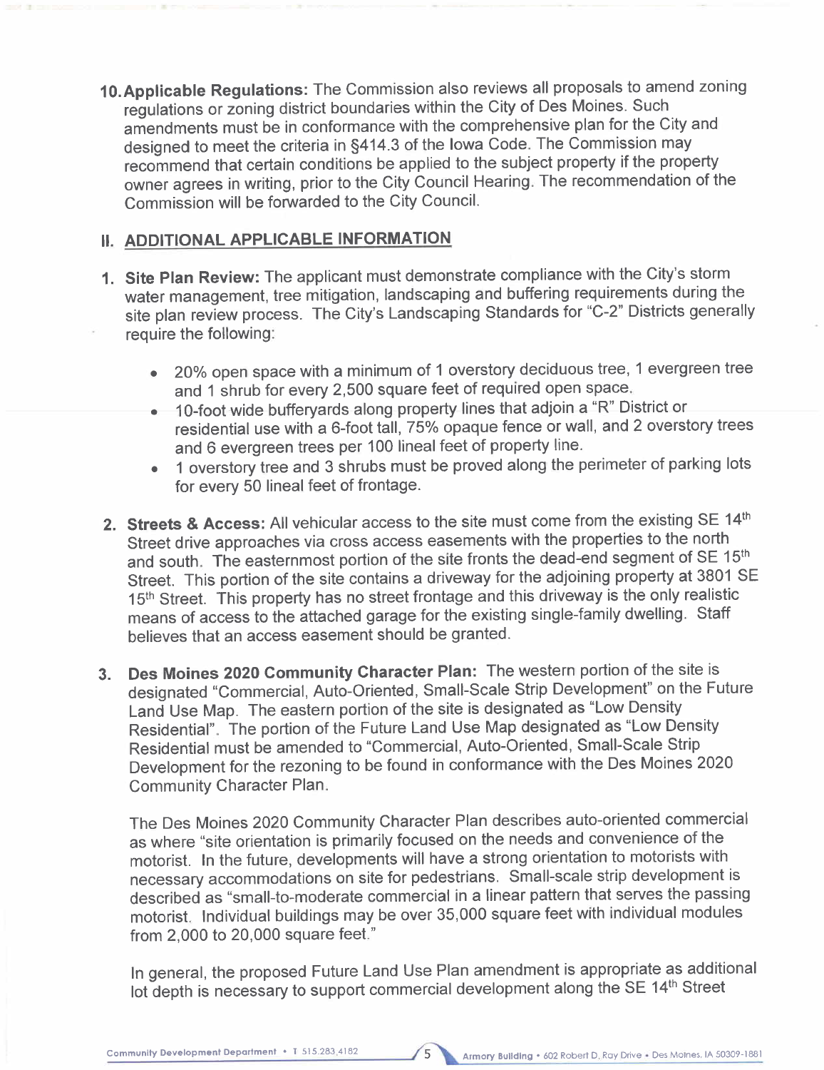10. **Applicable Regulations:** The Commission also reviews all proposals to amend zoning regulations or zoning district boundaries within the City of Des Moines. Such amendments must be in conformance with the comprehensive plan for the City and designed to meet the criteria in §414.3 of the Iowa Code. The Commission may recommend that certain conditions be applied to the subject property if the property owner agrees in writing, prior to the City Council Hearing. The recommendation of the Commission will be forwarded to the City Council.

## II. ADDITIONAL APPLICABLE INFORMATION

1. **Site Plan Review:** The applicant must demonstrate compliance with the City's storm water management, tree mitigation, landscaping and buffering requirements during the site plan review process. The City's Landscaping Standards for "C-2" Districts generally require the following:

   - 20% open space with a minimum of 1 overstory deciduous tree, 1 evergreen tree and 1 shrub for every 2,500 square feet of required open space.
   - 10-foot wide bufferyards along property lines that adjoin a "R" District or residential use with a 6-foot tall, 75% opaque fence or wall, and 2 overstory trees and 6 evergreen trees per 100 lineal feet of property line.
   - 1 overstory tree and 3 shrubs must be proved along the perimeter of parking lots for every 50 lineal feet of frontage.

2. **Streets & Access:** All vehicular access to the site must come from the existing SE 14th Street drive approaches via cross access easements with the properties to the north and south. The easternmost portion of the site fronts the dead-end segment of SE 15th Street. This portion of the site contains a driveway for the adjoining property at 3801 SE 15th Street. This property has no street frontage and this driveway is the only realistic means of access to the attached garage for the existing single-family dwelling. Staff believes that an access easement should be granted.

3. **Des Moines 2020 Community Character Plan:** The western portion of the site is designated "Commercial, Auto-Oriented, Small-Scale Strip Development" on the Future Land Use Map. The eastern portion of the site is designated as "Low Density Residential". The portion of the Future Land Use Map designated as "Low Density Residential must be amended to "Commercial, Auto-Oriented, Small-Scale Strip Development for the rezoning to be found in conformance with the Des Moines 2020 Community Character Plan.

   The Des Moines 2020 Community Character Plan describes auto-oriented commercial as where "site orientation is primarily focused on the needs and convenience of the motorist. In the future, developments will have a strong orientation to motorists with necessary accommodations on site for pedestrians. Small-scale strip development is described as "small-to-moderate commercial in a linear pattern that serves the passing motorist. Individual buildings may be over 35,000 square feet with individual modules from 2,000 to 20,000 square feet."

   In general, the proposed Future Land Use Plan amendment is appropriate as additional lot depth is necessary to support commercial development along the SE 14th Street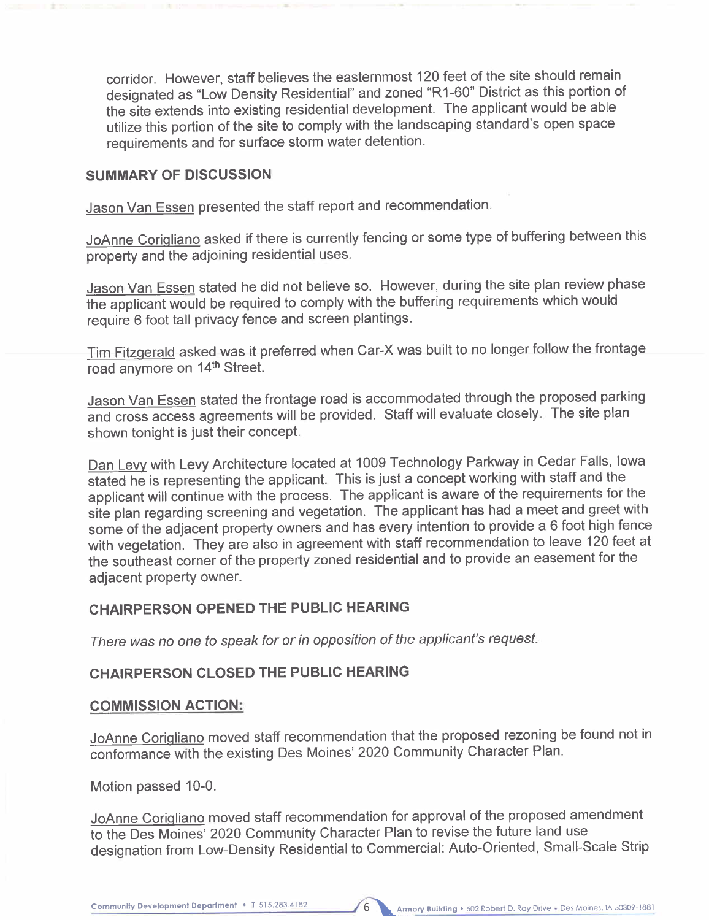corridor. However, staff believes the easternmost 120 feet of the site should remain designated as "Low Density Residential" and zoned "R1-60" District as this portion of the site extends into existing residential development. The applicant would be able utilize this portion of the site to comply with the landscaping standard's open space requirements and for surface storm water detention.

## SUMMARY OF DISCUSSION

Jason Van Essen presented the staff report and recommendation.

JoAnne Corigliano asked if there is currently fencing or some type of buffering between this property and the adjoining residential uses.

Jason Van Essen stated he did not believe so. However, during the site plan review phase the applicant would be required to comply with the buffering requirements which would require 6 foot tall privacy fence and screen plantings.

Tim Fitzgerald asked was it preferred when Car-X was built to no longer follow the frontage road anymore on 14th Street.

Jason Van Essen stated the frontage road is accommodated through the proposed parking and cross access agreements will be provided. Staff will evaluate closely. The site plan shown tonight is just their concept.

Dan Levy with Levy Architecture located at 1009 Technology Parkway in Cedar Falls, Iowa stated he is representing the applicant. This is just a concept working with staff and the applicant will continue with the process. The applicant is aware of the requirements for the site plan regarding screening and vegetation. The applicant has had a meet and greet with some of the adjacent property owners and has every intention to provide a 6 foot high fence with vegetation. They are also in agreement with staff recommendation to leave 120 feet at the southeast corner of the property zoned residential and to provide an easement for the adjacent property owner.

## CHAIRPERSON OPENED THE PUBLIC HEARING

*There was no one to speak for or in opposition of the applicant's request.*

## CHAIRPERSON CLOSED THE PUBLIC HEARING

## COMMISSION ACTION:

JoAnne Corigliano moved staff recommendation that the proposed rezoning be found not in conformance with the existing Des Moines' 2020 Community Character Plan.

Motion passed 10-0.

JoAnne Corigliano moved staff recommendation for approval of the proposed amendment to the Des Moines' 2020 Community Character Plan to revise the future land use designation from Low-Density Residential to Commercial: Auto-Oriented, Small-Scale Strip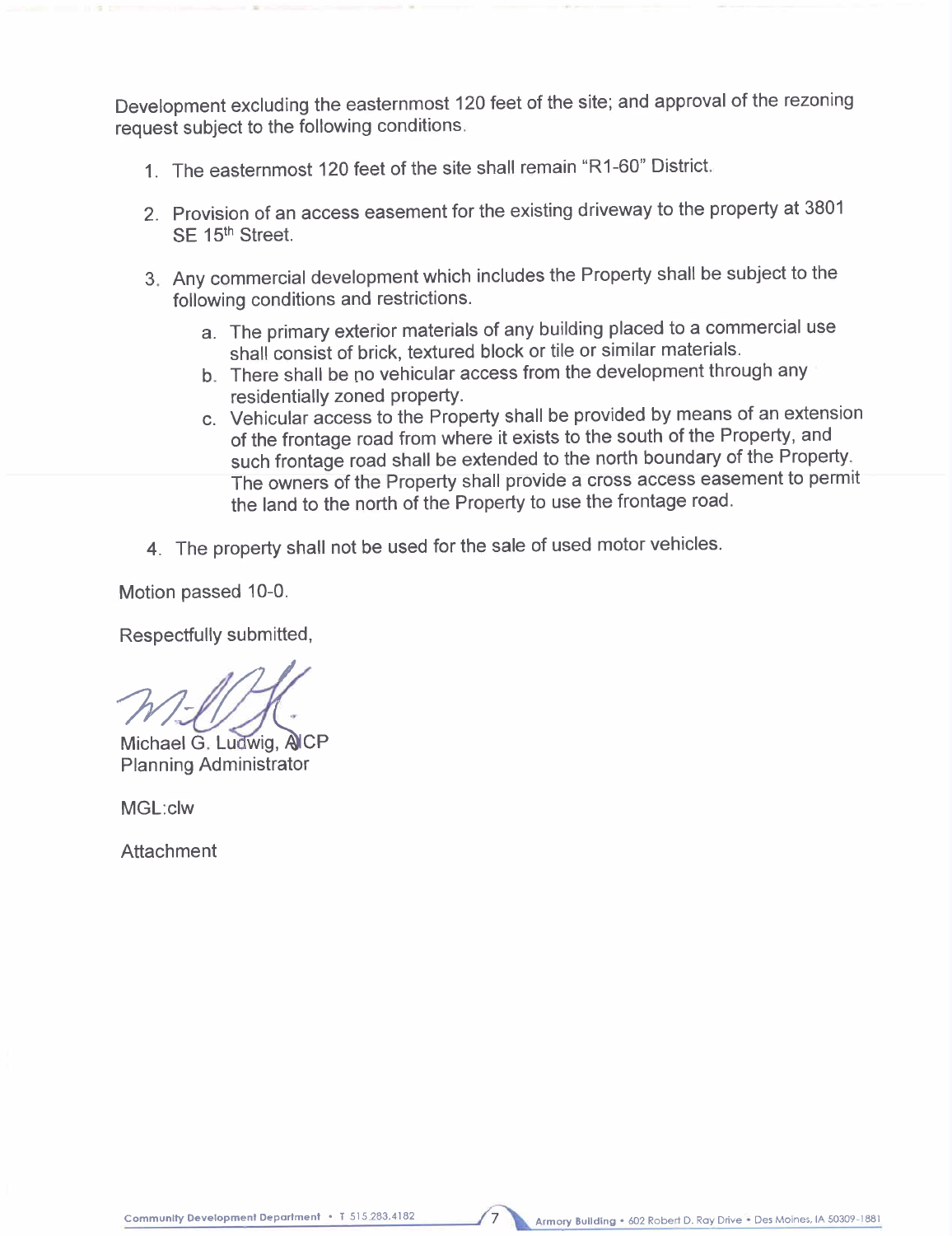Development excluding the easternmost 120 feet of the site; and approval of the rezoning request subject to the following conditions.

1. The easternmost 120 feet of the site shall remain "R1-60" District.

2. Provision of an access easement for the existing driveway to the property at 3801 SE 15th Street.

3. Any commercial development which includes the Property shall be subject to the following conditions and restrictions.

   a. The primary exterior materials of any building placed to a commercial use shall consist of brick, textured block or tile or similar materials.
   b. There shall be no vehicular access from the development through any residentially zoned property.
   c. Vehicular access to the Property shall be provided by means of an extension of the frontage road from where it exists to the south of the Property, and such frontage road shall be extended to the north boundary of the Property. The owners of the Property shall provide a cross access easement to permit the land to the north of the Property to use the frontage road.

4. The property shall not be used for the sale of used motor vehicles.

Motion passed 10-0.

Respectfully submitted,

Michael G. Ludwig, AICP
Planning Administrator

MGL:clw

Attachment